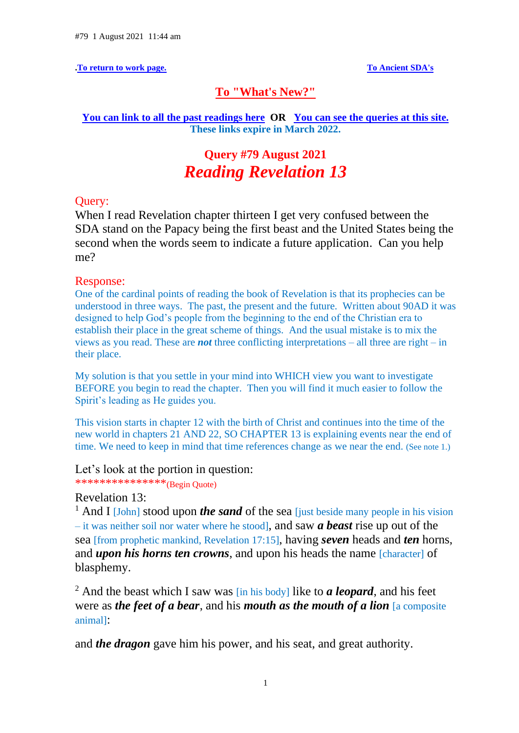#79  1 August 2021  11:44 am

.**To return to work page.**                                                                 **To Ancient SDA's**

**To "What's New?"**

**You can link to all the past readings here** **OR** **You can see the queries at this site.**
**These links expire in March 2022.**

## Query #79 August 2021
# *Reading Revelation 13*

Query:
When I read Revelation chapter thirteen I get very confused between the SDA stand on the Papacy being the first beast and the United States being the second when the words seem to indicate a future application. Can you help me?

Response:
One of the cardinal points of reading the book of Revelation is that its prophecies can be understood in three ways. The past, the present and the future. Written about 90AD it was designed to help God's people from the beginning to the end of the Christian era to establish their place in the great scheme of things. And the usual mistake is to mix the views as you read. These are ***not*** three conflicting interpretations – all three are right – in their place.

My solution is that you settle in your mind into WHICH view you want to investigate BEFORE you begin to read the chapter. Then you will find it much easier to follow the Spirit's leading as He guides you.

This vision starts in chapter 12 with the birth of Christ and continues into the time of the new world in chapters 21 AND 22, SO CHAPTER 13 is explaining events near the end of time. We need to keep in mind that time references change as we near the end. (See note 1.)

Let's look at the portion in question:
***************(Begin Quote)

Revelation 13:
[1] And I [John] stood upon ***the sand*** of the sea [just beside many people in his vision – it was neither soil nor water where he stood], and saw ***a beast*** rise up out of the sea [from prophetic mankind, Revelation 17:15], having ***seven*** heads and ***ten*** horns, and ***upon his horns ten crowns***, and upon his heads the name [character] of blasphemy.

[2] And the beast which I saw was [in his body] like to ***a leopard***, and his feet were as ***the feet of a bear***, and his ***mouth as the mouth of a lion*** [a composite animal]:

and ***the dragon*** gave him his power, and his seat, and great authority.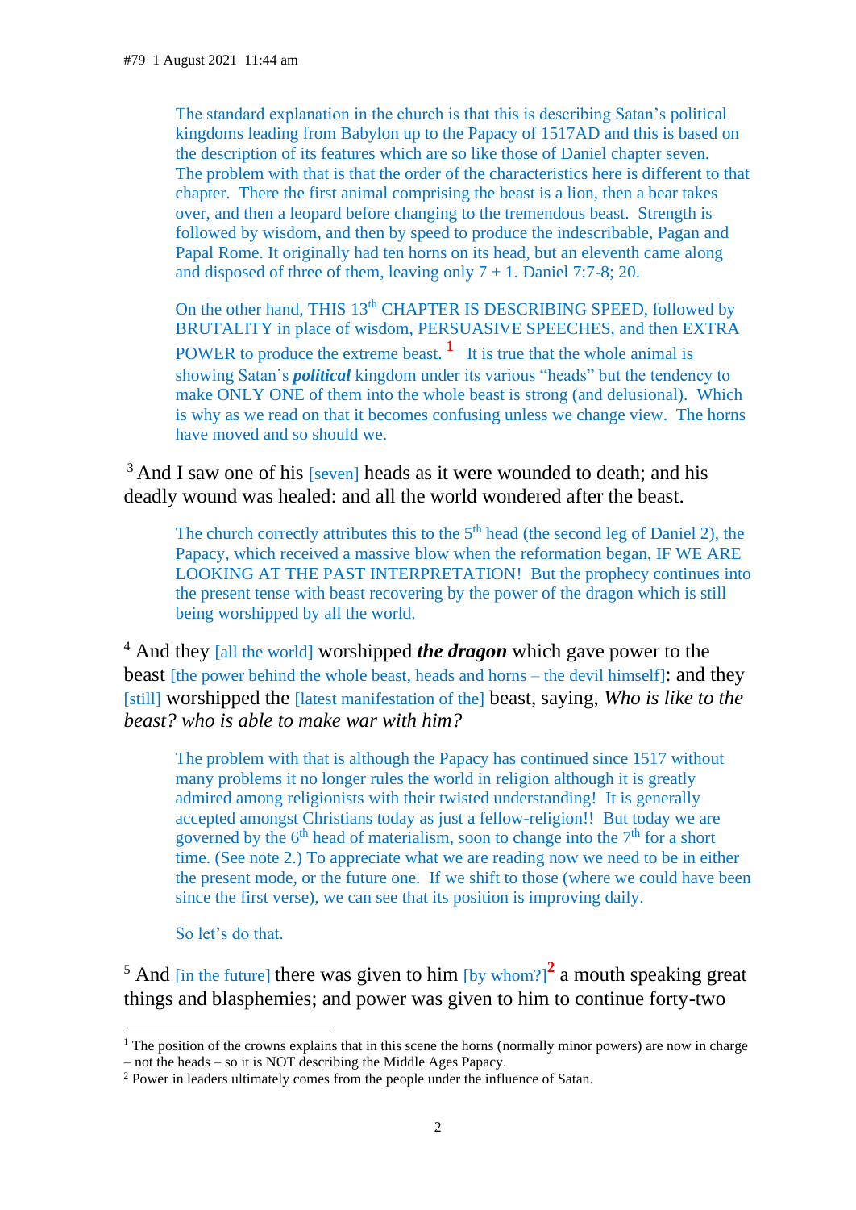The standard explanation in the church is that this is describing Satan's political kingdoms leading from Babylon up to the Papacy of 1517AD and this is based on the description of its features which are so like those of Daniel chapter seven. The problem with that is that the order of the characteristics here is different to that chapter. There the first animal comprising the beast is a lion, then a bear takes over, and then a leopard before changing to the tremendous beast. Strength is followed by wisdom, and then by speed to produce the indescribable, Pagan and Papal Rome. It originally had ten horns on its head, but an eleventh came along and disposed of three of them, leaving only 7 + 1. Daniel 7:7-8; 20.

On the other hand, THIS 13th CHAPTER IS DESCRIBING SPEED, followed by BRUTALITY in place of wisdom, PERSUASIVE SPEECHES, and then EXTRA POWER to produce the extreme beast. [1] It is true that the whole animal is showing Satan's ***political*** kingdom under its various "heads" but the tendency to make ONLY ONE of them into the whole beast is strong (and delusional). Which is why as we read on that it becomes confusing unless we change view. The horns have moved and so should we.

[3] And I saw one of his [seven] heads as it were wounded to death; and his deadly wound was healed: and all the world wondered after the beast.

The church correctly attributes this to the 5th head (the second leg of Daniel 2), the Papacy, which received a massive blow when the reformation began, IF WE ARE LOOKING AT THE PAST INTERPRETATION! But the prophecy continues into the present tense with beast recovering by the power of the dragon which is still being worshipped by all the world.

[4] And they [all the world] worshipped ***the dragon*** which gave power to the beast [the power behind the whole beast, heads and horns – the devil himself]: and they [still] worshipped the [latest manifestation of the] beast, saying, *Who is like to the beast? who is able to make war with him?*

The problem with that is although the Papacy has continued since 1517 without many problems it no longer rules the world in religion although it is greatly admired among religionists with their twisted understanding! It is generally accepted amongst Christians today as just a fellow-religion!! But today we are governed by the 6th head of materialism, soon to change into the 7th for a short time. (See note 2.) To appreciate what we are reading now we need to be in either the present mode, or the future one. If we shift to those (where we could have been since the first verse), we can see that its position is improving daily.

So let's do that.

[5] And [in the future] there was given to him [by whom?][2] a mouth speaking great things and blasphemies; and power was given to him to continue forty-two

---

[1] The position of the crowns explains that in this scene the horns (normally minor powers) are now in charge – not the heads – so it is NOT describing the Middle Ages Papacy.

[2] Power in leaders ultimately comes from the people under the influence of Satan.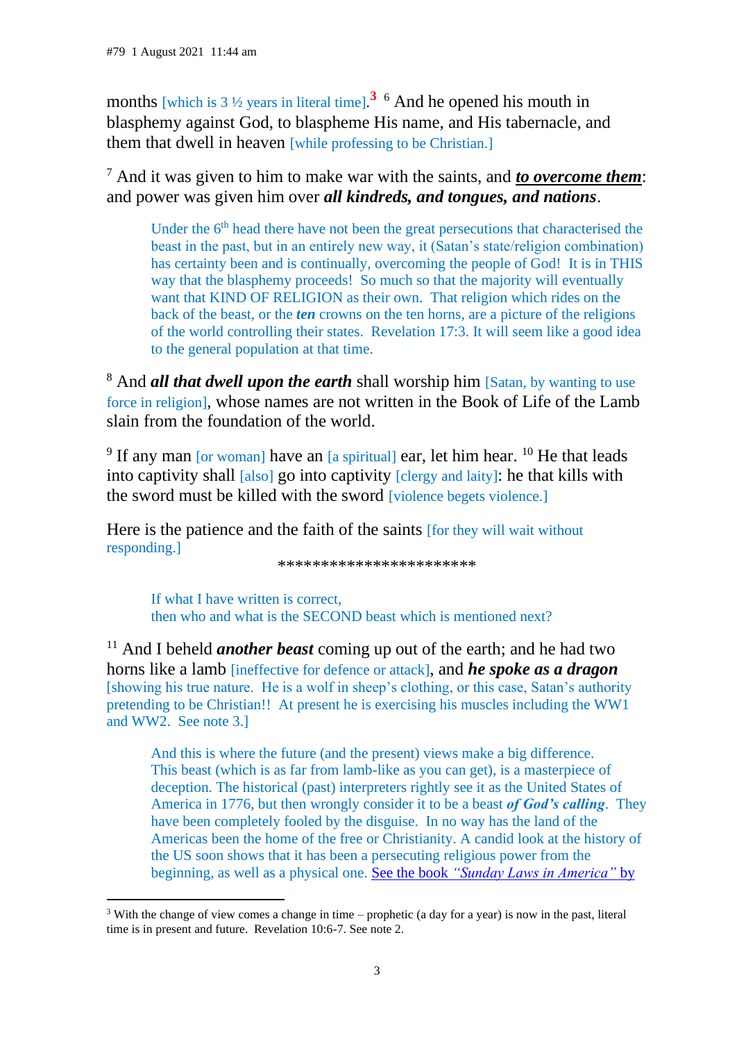months [which is 3 ½ years in literal time].[3] [6] And he opened his mouth in blasphemy against God, to blaspheme His name, and His tabernacle, and them that dwell in heaven [while professing to be Christian.]

[7] And it was given to him to make war with the saints, and ***to overcome them***: and power was given him over ***all kindreds, and tongues, and nations***.

> Under the 6th head there have not been the great persecutions that characterised the beast in the past, but in an entirely new way, it (Satan's state/religion combination) has certainty been and is continually, overcoming the people of God! It is in THIS way that the blasphemy proceeds! So much so that the majority will eventually want that KIND OF RELIGION as their own. That religion which rides on the back of the beast, or the ***ten*** crowns on the ten horns, are a picture of the religions of the world controlling their states. Revelation 17:3. It will seem like a good idea to the general population at that time.

[8] And ***all that dwell upon the earth*** shall worship him [Satan, by wanting to use force in religion], whose names are not written in the Book of Life of the Lamb slain from the foundation of the world.

[9] If any man [or woman] have an [a spiritual] ear, let him hear. [10] He that leads into captivity shall [also] go into captivity [clergy and laity]: he that kills with the sword must be killed with the sword [violence begets violence.]

Here is the patience and the faith of the saints [for they will wait without responding.]

**********************

> If what I have written is correct,
> then who and what is the SECOND beast which is mentioned next?

[11] And I beheld ***another beast*** coming up out of the earth; and he had two horns like a lamb [ineffective for defence or attack], and ***he spoke as a dragon*** [showing his true nature. He is a wolf in sheep's clothing, or this case, Satan's authority pretending to be Christian!! At present he is exercising his muscles including the WW1 and WW2. See note 3.]

> And this is where the future (and the present) views make a big difference. This beast (which is as far from lamb-like as you can get), is a masterpiece of deception. The historical (past) interpreters rightly see it as the United States of America in 1776, but then wrongly consider it to be a beast ***of God's calling***. They have been completely fooled by the disguise. In no way has the land of the Americas been the home of the free or Christianity. A candid look at the history of the US soon shows that it has been a persecuting religious power from the beginning, as well as a physical one. See the book *"Sunday Laws in America"* by

---

[3] With the change of view comes a change in time – prophetic (a day for a year) is now in the past, literal time is in present and future. Revelation 10:6-7. See note 2.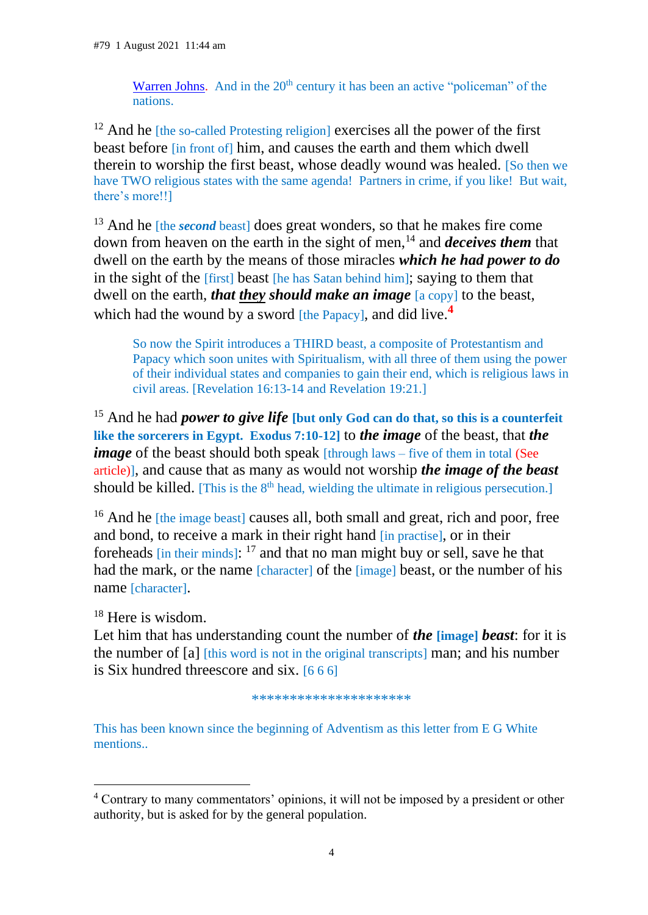Warren Johns. And in the 20th century it has been an active "policeman" of the nations.

[12] And he [the so-called Protesting religion] exercises all the power of the first beast before [in front of] him, and causes the earth and them which dwell therein to worship the first beast, whose deadly wound was healed. [So then we have TWO religious states with the same agenda! Partners in crime, if you like! But wait, there's more!!]

[13] And he [the ***second*** beast] does great wonders, so that he makes fire come down from heaven on the earth in the sight of men,[14] and ***deceives them*** that dwell on the earth by the means of those miracles ***which he had power to do*** in the sight of the [first] beast [he has Satan behind him]; saying to them that dwell on the earth, ***that <u>they</u> should make an image*** [a copy] to the beast, which had the wound by a sword [the Papacy], and did live.[4]

> So now the Spirit introduces a THIRD beast, a composite of Protestantism and Papacy which soon unites with Spiritualism, with all three of them using the power of their individual states and companies to gain their end, which is religious laws in civil areas. [Revelation 16:13-14 and Revelation 19:21.]

[15] And he had ***power to give life*** **[but only God can do that, so this is a counterfeit like the sorcerers in Egypt. Exodus 7:10-12]** to ***the image*** of the beast, that ***the image*** of the beast should both speak [through laws – five of them in total (See article)], and cause that as many as would not worship ***the image of the beast*** should be killed. [This is the 8th head, wielding the ultimate in religious persecution.]

[16] And he [the image beast] causes all, both small and great, rich and poor, free and bond, to receive a mark in their right hand [in practise], or in their foreheads [in their minds]: [17] and that no man might buy or sell, save he that had the mark, or the name [character] of the [image] beast, or the number of his name [character].

[18] Here is wisdom.
Let him that has understanding count the number of ***the* [image] *beast***: for it is the number of [a] [this word is not in the original transcripts] man; and his number is Six hundred threescore and six. [6 6 6]

*********************

This has been known since the beginning of Adventism as this letter from E G White mentions..

---

[4] Contrary to many commentators' opinions, it will not be imposed by a president or other authority, but is asked for by the general population.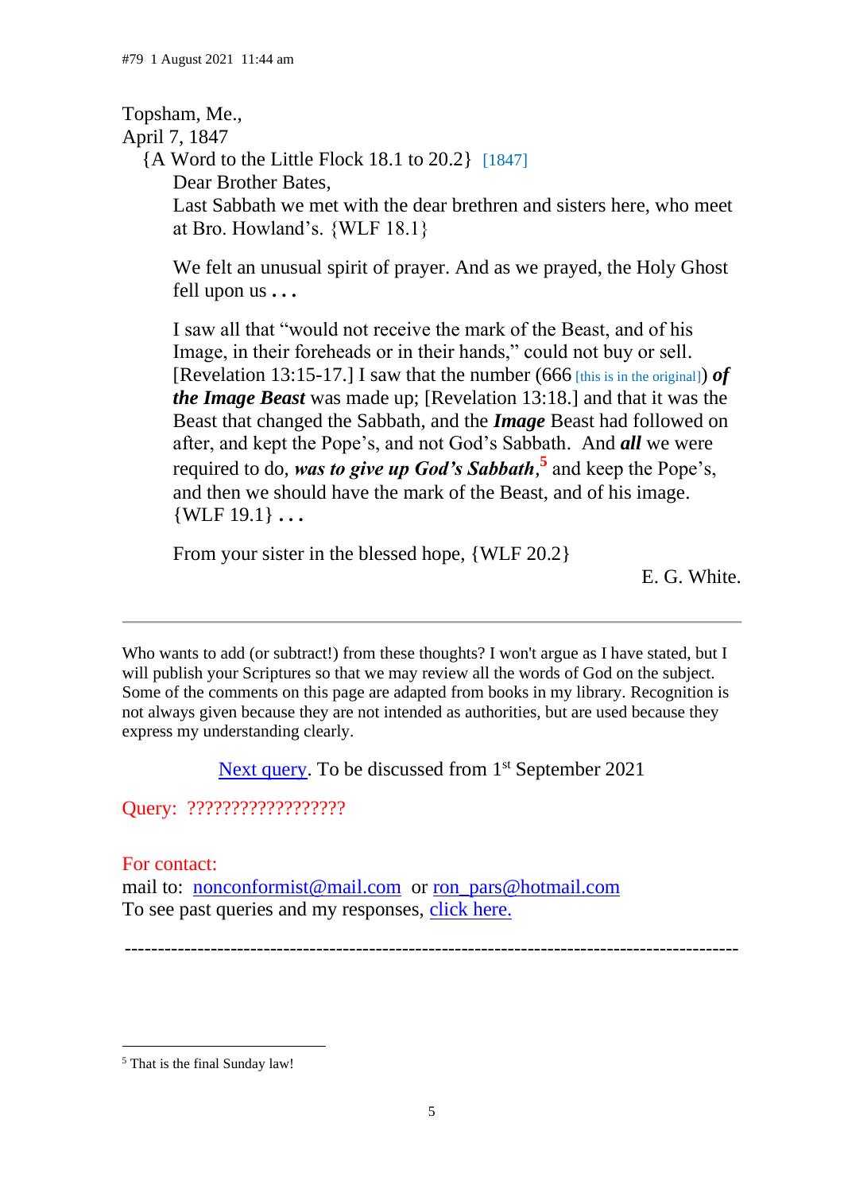#79 1 August 2021 11:44 am

Topsham, Me.,
April 7, 1847

{A Word to the Little Flock 18.1 to 20.2} [1847]

Dear Brother Bates,

Last Sabbath we met with the dear brethren and sisters here, who meet at Bro. Howland's. {WLF 18.1}

We felt an unusual spirit of prayer. And as we prayed, the Holy Ghost fell upon us **. . .**

I saw all that "would not receive the mark of the Beast, and of his Image, in their foreheads or in their hands," could not buy or sell. [Revelation 13:15-17.] I saw that the number (666 [this is in the original]) ***of the Image Beast*** was made up; [Revelation 13:18.] and that it was the Beast that changed the Sabbath, and the ***Image*** Beast had followed on after, and kept the Pope's, and not God's Sabbath. And ***all*** we were required to do, ***was to give up God's Sabbath***,[5] and keep the Pope's, and then we should have the mark of the Beast, and of his image. {WLF 19.1} **. . .**

From your sister in the blessed hope, {WLF 20.2}

E. G. White.

---

Who wants to add (or subtract!) from these thoughts? I won't argue as I have stated, but I will publish your Scriptures so that we may review all the words of God on the subject. Some of the comments on this page are adapted from books in my library. Recognition is not always given because they are not intended as authorities, but are used because they express my understanding clearly.

Next query. To be discussed from 1st September 2021

Query: ?????????????????

For contact:
mail to: nonconformist@mail.com or ron_pars@hotmail.com
To see past queries and my responses, click here.

---

[5] That is the final Sunday law!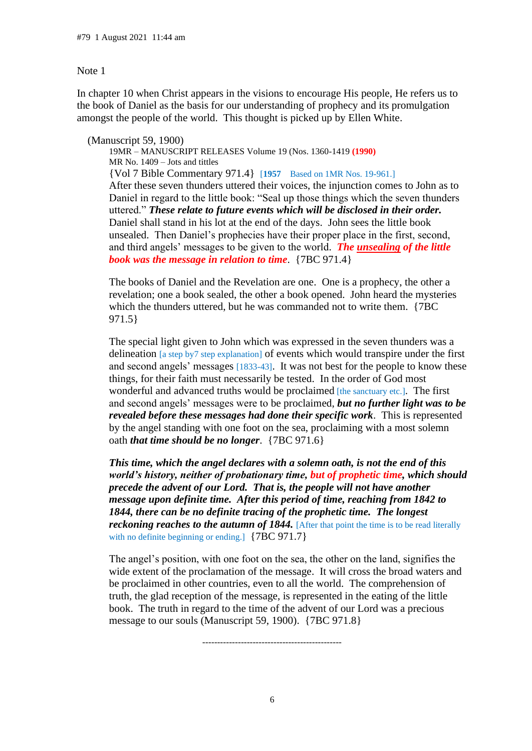#79 1 August 2021 11:44 am

Note 1

In chapter 10 when Christ appears in the visions to encourage His people, He refers us to the book of Daniel as the basis for our understanding of prophecy and its promulgation amongst the people of the world. This thought is picked up by Ellen White.

(Manuscript 59, 1900)

19MR – MANUSCRIPT RELEASES Volume 19 (Nos. 1360-1419 **(1990)**

MR No. 1409 – Jots and tittles

{Vol 7 Bible Commentary 971.4} [**1957** Based on 1MR Nos. 19-961.]

After these seven thunders uttered their voices, the injunction comes to John as to Daniel in regard to the little book: "Seal up those things which the seven thunders uttered." ***These relate to future events which will be disclosed in their order.*** Daniel shall stand in his lot at the end of the days. John sees the little book unsealed. Then Daniel's prophecies have their proper place in the first, second, and third angels' messages to be given to the world. ***The <u>unsealing</u> of the little book was the message in relation to time***. {7BC 971.4}

The books of Daniel and the Revelation are one. One is a prophecy, the other a revelation; one a book sealed, the other a book opened. John heard the mysteries which the thunders uttered, but he was commanded not to write them. {7BC 971.5}

The special light given to John which was expressed in the seven thunders was a delineation [a step by7 step explanation] of events which would transpire under the first and second angels' messages [1833-43]. It was not best for the people to know these things, for their faith must necessarily be tested. In the order of God most wonderful and advanced truths would be proclaimed [the sanctuary etc.]. The first and second angels' messages were to be proclaimed, ***but no further light was to be revealed before these messages had done their specific work***. This is represented by the angel standing with one foot on the sea, proclaiming with a most solemn oath ***that time should be no longer***. {7BC 971.6}

***This time, which the angel declares with a solemn oath, is not the end of this world's history, neither of probationary time, but of prophetic time, which should precede the advent of our Lord. That is, the people will not have another message upon definite time. After this period of time, reaching from 1842 to 1844, there can be no definite tracing of the prophetic time. The longest reckoning reaches to the autumn of 1844.*** [After that point the time is to be read literally with no definite beginning or ending.] {7BC 971.7}

The angel's position, with one foot on the sea, the other on the land, signifies the wide extent of the proclamation of the message. It will cross the broad waters and be proclaimed in other countries, even to all the world. The comprehension of truth, the glad reception of the message, is represented in the eating of the little book. The truth in regard to the time of the advent of our Lord was a precious message to our souls (Manuscript 59, 1900). {7BC 971.8}

---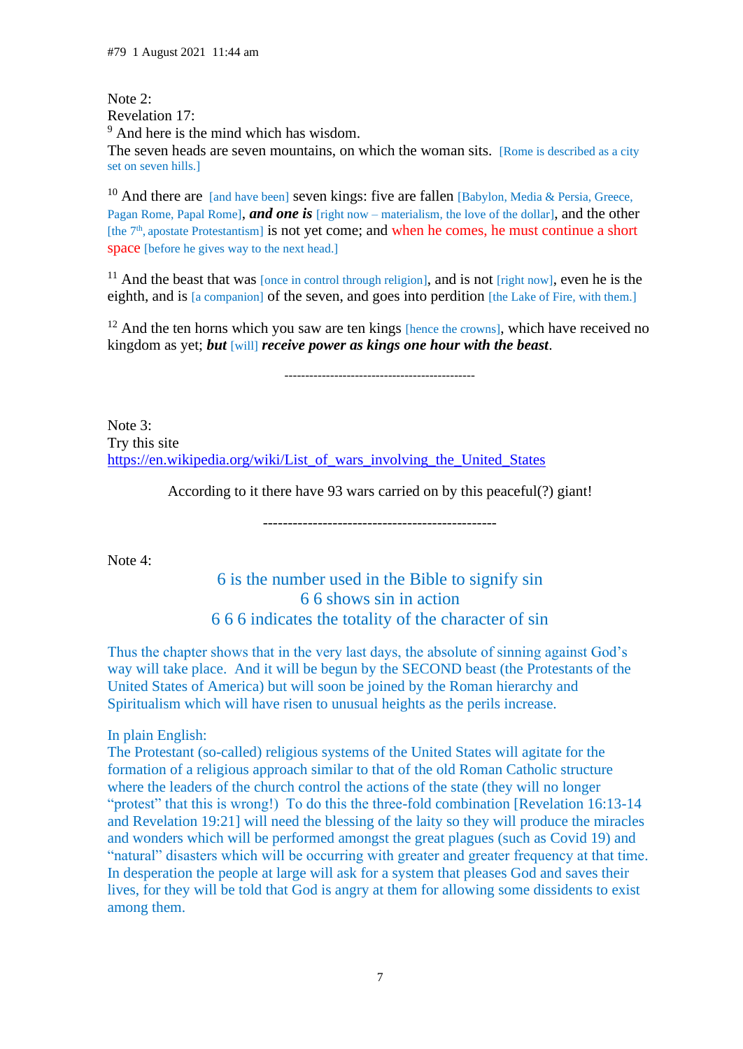#79 1 August 2021 11:44 am

Note 2:
Revelation 17:
[9] And here is the mind which has wisdom.
The seven heads are seven mountains, on which the woman sits. [Rome is described as a city set on seven hills.]

[10] And there are [and have been] seven kings: five are fallen [Babylon, Media & Persia, Greece, Pagan Rome, Papal Rome], ***and one is*** [right now – materialism, the love of the dollar], and the other [the 7th, apostate Protestantism] is not yet come; and when he comes, he must continue a short space [before he gives way to the next head.]

[11] And the beast that was [once in control through religion], and is not [right now], even he is the eighth, and is [a companion] of the seven, and goes into perdition [the Lake of Fire, with them.]

[12] And the ten horns which you saw are ten kings [hence the crowns], which have received no kingdom as yet; ***but*** [will] ***receive power as kings one hour with the beast***.

---

Note 3:
Try this site
https://en.wikipedia.org/wiki/List_of_wars_involving_the_United_States

According to it there have 93 wars carried on by this peaceful(?) giant!

---

Note 4:

6 is the number used in the Bible to signify sin
6 6 shows sin in action
6 6 6 indicates the totality of the character of sin

Thus the chapter shows that in the very last days, the absolute of sinning against God's way will take place. And it will be begun by the SECOND beast (the Protestants of the United States of America) but will soon be joined by the Roman hierarchy and Spiritualism which will have risen to unusual heights as the perils increase.

In plain English:
The Protestant (so-called) religious systems of the United States will agitate for the formation of a religious approach similar to that of the old Roman Catholic structure where the leaders of the church control the actions of the state (they will no longer "protest" that this is wrong!) To do this the three-fold combination [Revelation 16:13-14 and Revelation 19:21] will need the blessing of the laity so they will produce the miracles and wonders which will be performed amongst the great plagues (such as Covid 19) and "natural" disasters which will be occurring with greater and greater frequency at that time. In desperation the people at large will ask for a system that pleases God and saves their lives, for they will be told that God is angry at them for allowing some dissidents to exist among them.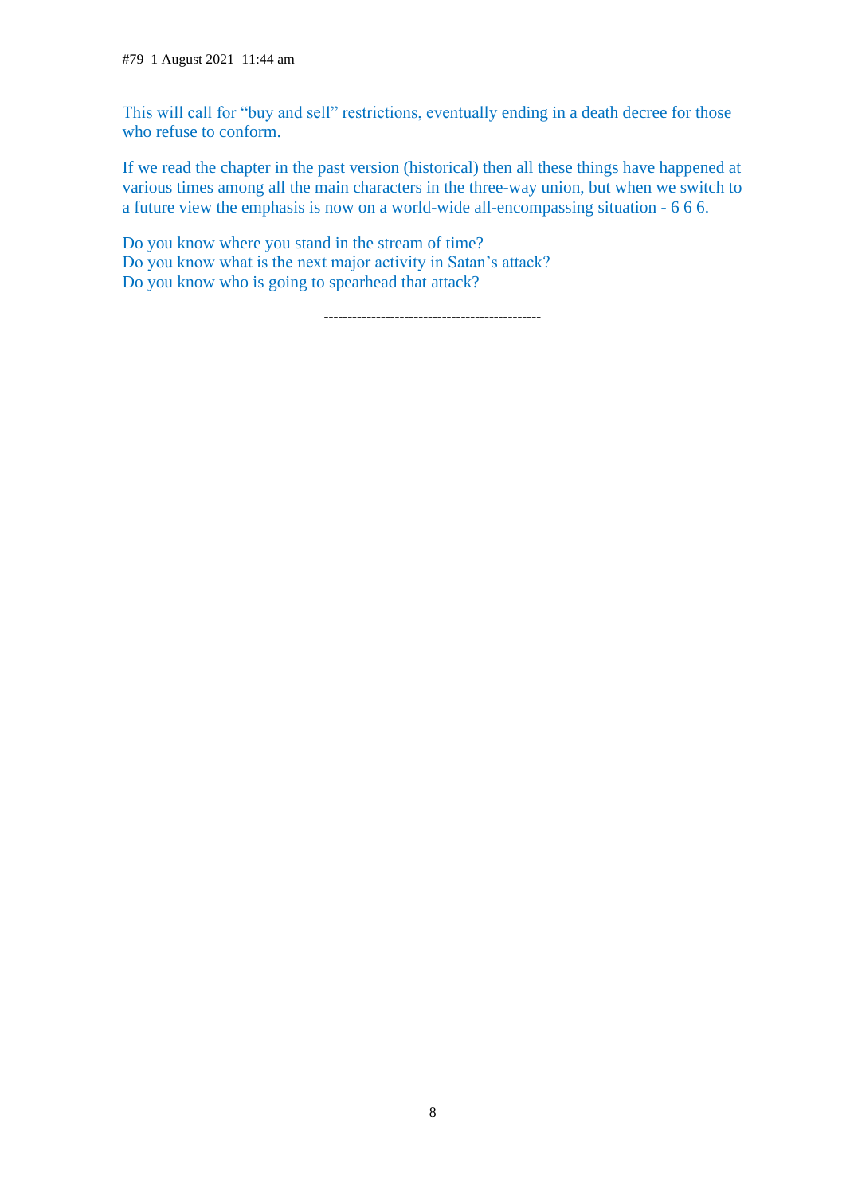#79 1 August 2021 11:44 am

This will call for "buy and sell" restrictions, eventually ending in a death decree for those who refuse to conform.

If we read the chapter in the past version (historical) then all these things have happened at various times among all the main characters in the three-way union, but when we switch to a future view the emphasis is now on a world-wide all-encompassing situation - 6 6 6.

Do you know where you stand in the stream of time?
Do you know what is the next major activity in Satan's attack?
Do you know who is going to spearhead that attack?

---------------------------------------------